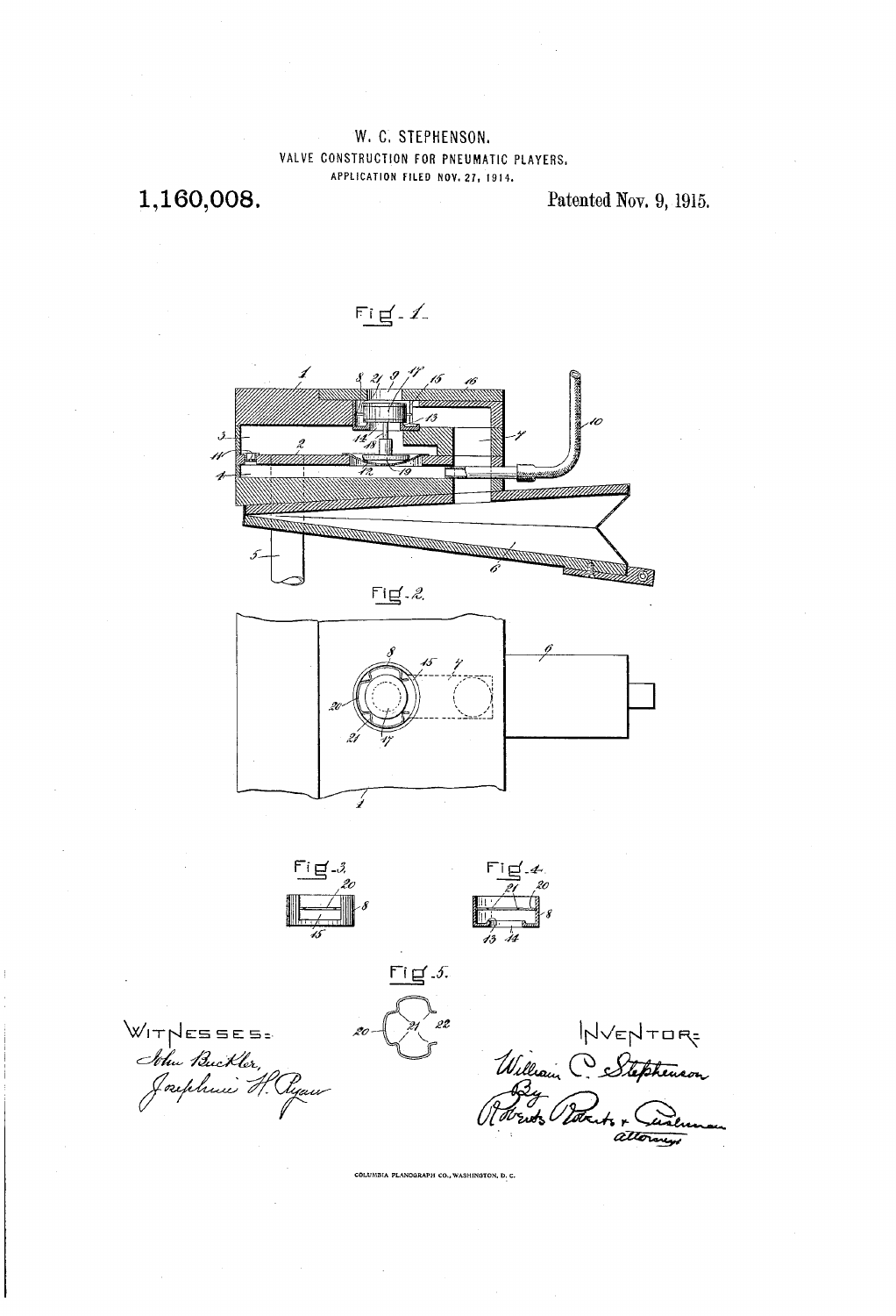W. C. STEPHENSON.

VALVE CONSTRUCTION FOR PNEUMATIC PLAYERS.

APPLICATION FILED NOV. 27, 1914.

**1,160,008.** Patented Nov. 9, 1915.

Fig-1.

Fig-2.

Fig-3.

Fig-4.

Fig-5.

WITNESSES:
John Buckler,
Josephine H. Ryan

INVENTOR:
William C. Stephenson
By Roberts Roberts & Cushman
attorneys

COLUMBIA PLANOGRAPH CO., WASHINGTON, D. C.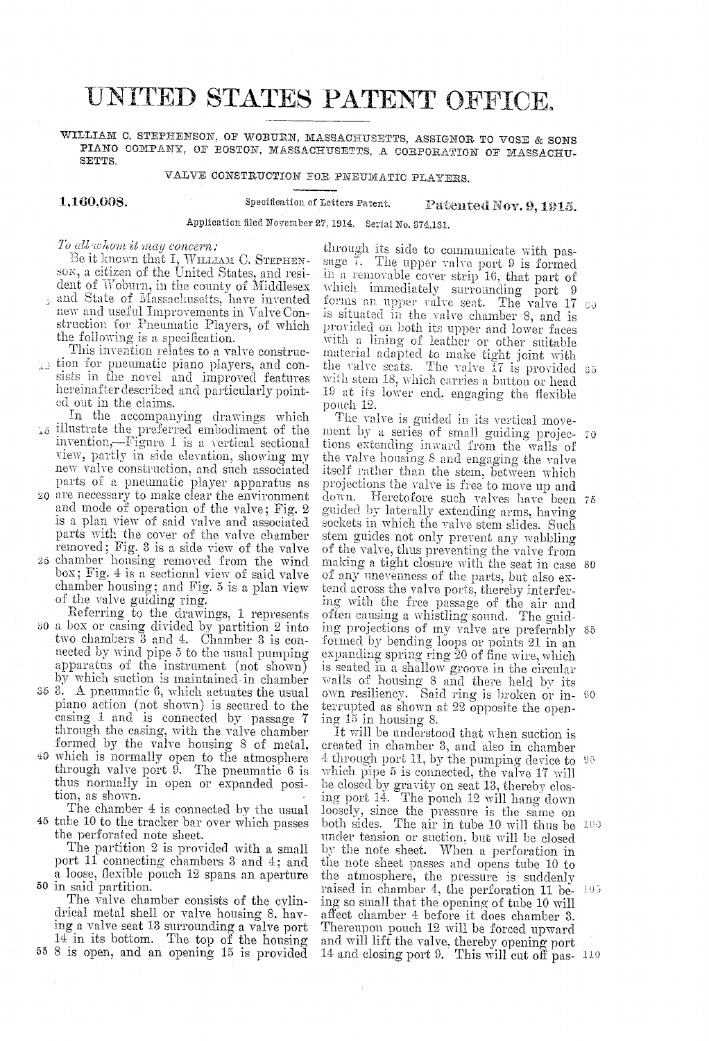# UNITED STATES PATENT OFFICE.

WILLIAM C. STEPHENSON, OF WOBURN, MASSACHUSETTS, ASSIGNOR TO VOSE & SONS PIANO COMPANY, OF BOSTON, MASSACHUSETTS, A CORPORATION OF MASSACHUSETTS.

VALVE CONSTRUCTION FOR PNEUMATIC PLAYERS.

**1,160,008.** Specification of Letters Patent. **Patented Nov. 9, 1915.**

Application filed November 27, 1914. Serial No. 874,131.

*To all whom it may concern:*

Be it known that I, WILLIAM C. STEPHENSON, a citizen of the United States, and resident of Woburn, in the county of Middlesex and State of Massachusetts, have invented new and useful Improvements in Valve Construction for Pneumatic Players, of which the following is a specification.

This invention relates to a valve construction for pneumatic piano players, and consists in the novel and improved features hereinafter described and particularly pointed out in the claims.

In the accompanying drawings which illustrate the preferred embodiment of the invention,—Figure 1 is a vertical sectional view, partly in side elevation, showing my new valve construction, and such associated parts of a pneumatic player apparatus as are necessary to make clear the environment and mode of operation of the valve; Fig. 2 is a plan view of said valve and associated parts with the cover of the valve chamber removed; Fig. 3 is a side view of the valve chamber housing removed from the wind box; Fig. 4 is a sectional view of said valve chamber housing; and Fig. 5 is a plan view of the valve guiding ring.

Referring to the drawings, 1 represents a box or casing divided by partition 2 into two chambers 3 and 4. Chamber 3 is connected by wind pipe 5 to the usual pumping apparatus of the instrument (not shown) by which suction is maintained in chamber 3. A pneumatic 6, which actuates the usual piano action (not shown) is secured to the casing 1 and is connected by passage 7 through the casing, with the valve chamber formed by the valve housing 8 of metal, which is normally open to the atmosphere through valve port 9. The pneumatic 6 is thus normally in open or expanded position, as shown.

The chamber 4 is connected by the usual tube 10 to the tracker bar over which passes the perforated note sheet.

The partition 2 is provided with a small port 11 connecting chambers 3 and 4; and a loose, flexible pouch 12 spans an aperture in said partition.

The valve chamber consists of the cylindrical metal shell or valve housing 8, having a valve seat 13 surrounding a valve port 14 in its bottom. The top of the housing 8 is open, and an opening 15 is provided through its side to communicate with passage 7. The upper valve port 9 is formed in a removable cover strip 16, that part of which immediately surrounding port 9 forms an upper valve seat. The valve 17 is situated in the valve chamber 8, and is provided on both its upper and lower faces with a lining of leather or other suitable material adapted to make tight joint with the valve seats. The valve 17 is provided with stem 18, which carries a button or head 19 at its lower end, engaging the flexible pouch 12.

The valve is guided in its vertical movement by a series of small guiding projections extending inward from the walls of the valve housing 8 and engaging the valve itself rather than the stem, between which projections the valve is free to move up and down. Heretofore such valves have been guided by laterally extending arms, having sockets in which the valve stem slides. Such stem guides not only prevent any wabbling of the valve, thus preventing the valve from making a tight closure with the seat in case of any unevenness of the parts, but also extend across the valve ports, thereby interfering with the free passage of the air and often causing a whistling sound. The guiding projections of my valve are preferably formed by bending loops or points 21 in an expanding spring ring 20 of fine wire, which is seated in a shallow groove in the circular walls of housing 8 and there held by its own resiliency. Said ring is broken or interrupted as shown at 22 opposite the opening 15 in housing 8.

It will be understood that when suction is created in chamber 3, and also in chamber 4 through port 11, by the pumping device to which pipe 5 is connected, the valve 17 will be closed by gravity on seat 13, thereby closing port 14. The pouch 12 will hang down loosely, since the pressure is the same on both sides. The air in tube 10 will thus be under tension or suction, but will be closed by the note sheet. When a perforation in the note sheet passes and opens tube 10 to the atmosphere, the pressure is suddenly raised in chamber 4, the perforation 11 being so small that the opening of tube 10 will affect chamber 4 before it does chamber 3. Thereupon pouch 12 will be forced upward and will lift the valve, thereby opening port 14 and closing port 9. This will cut off pas-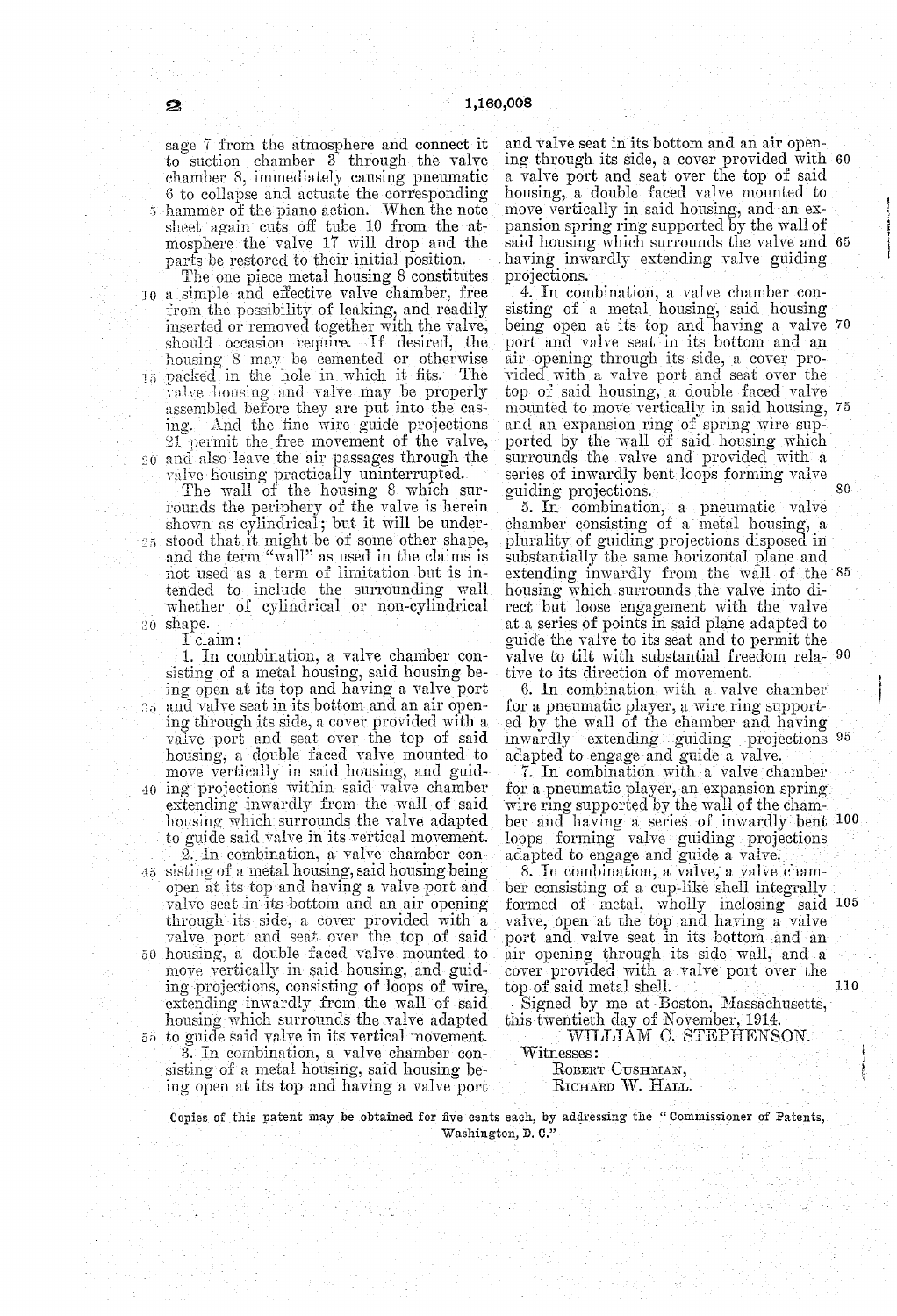sage 7 from the atmosphere and connect it to suction chamber 3 through the valve chamber 8, immediately causing pneumatic 6 to collapse and actuate the corresponding hammer of the piano action. When the note sheet again cuts off tube 10 from the atmosphere the valve 17 will drop and the parts be restored to their initial position.

The one piece metal housing 8 constitutes a simple and effective valve chamber, free from the possibility of leaking, and readily inserted or removed together with the valve, should occasion require. If desired, the housing 8 may be cemented or otherwise packed in the hole in which it fits. The valve housing and valve may be properly assembled before they are put into the casing. And the fine wire guide projections 21 permit the free movement of the valve, and also leave the air passages through the valve housing practically uninterrupted.

The wall of the housing 8 which surrounds the periphery of the valve is herein shown as cylindrical; but it will be understood that it might be of some other shape, and the term "wall" as used in the claims is not used as a term of limitation but is intended to include the surrounding wall whether of cylindrical or non-cylindrical shape.

I claim:

1. In combination, a valve chamber consisting of a metal housing, said housing being open at its top and having a valve port and valve seat in its bottom and an air opening through its side, a cover provided with a valve port and seat over the top of said housing, a double faced valve mounted to move vertically in said housing, and guiding projections within said valve chamber extending inwardly from the wall of said housing which surrounds the valve adapted to guide said valve in its vertical movement.

2. In combination, a valve chamber consisting of a metal housing, said housing being open at its top and having a valve port and valve seat in its bottom and an air opening through its side, a cover provided with a valve port and seat over the top of said housing, a double faced valve mounted to move vertically in said housing, and guiding projections, consisting of loops of wire, extending inwardly from the wall of said housing which surrounds the valve adapted to guide said valve in its vertical movement.

3. In combination, a valve chamber consisting of a metal housing, said housing being open at its top and having a valve port and valve seat in its bottom and an air opening through its side, a cover provided with a valve port and seat over the top of said housing, a double faced valve mounted to move vertically in said housing, and an expansion spring ring supported by the wall of said housing which surrounds the valve and having inwardly extending valve guiding projections.

4. In combination, a valve chamber consisting of a metal housing, said housing being open at its top and having a valve port and valve seat in its bottom and an air opening through its side, a cover provided with a valve port and seat over the top of said housing, a double faced valve mounted to move vertically in said housing, and an expansion ring of spring wire supported by the wall of said housing which surrounds the valve and provided with a series of inwardly bent loops forming valve guiding projections.

5. In combination, a pneumatic valve chamber consisting of a metal housing, a plurality of guiding projections disposed in substantially the same horizontal plane and extending inwardly from the wall of the housing which surrounds the valve into direct but loose engagement with the valve at a series of points in said plane adapted to guide the valve to its seat and to permit the valve to tilt with substantial freedom relative to its direction of movement.

6. In combination with a valve chamber for a pneumatic player, a wire ring supported by the wall of the chamber and having inwardly extending guiding projections adapted to engage and guide a valve.

7. In combination with a valve chamber for a pneumatic player, an expansion spring wire ring supported by the wall of the chamber and having a series of inwardly bent loops forming valve guiding projections adapted to engage and guide a valve.

8. In combination, a valve, a valve chamber consisting of a cup-like shell integrally formed of metal, wholly inclosing said valve, open at the top and having a valve port and valve seat in its bottom and an air opening through its side wall, and a cover provided with a valve port over the top of said metal shell.

Signed by me at Boston, Massachusetts, this twentieth day of November, 1914.

WILLIAM C. STEPHENSON.

Witnesses:

ROBERT CUSHMAN,
RICHARD W. HALL.

Copies of this patent may be obtained for five cents each, by addressing the "Commissioner of Patents, Washington, D. C."